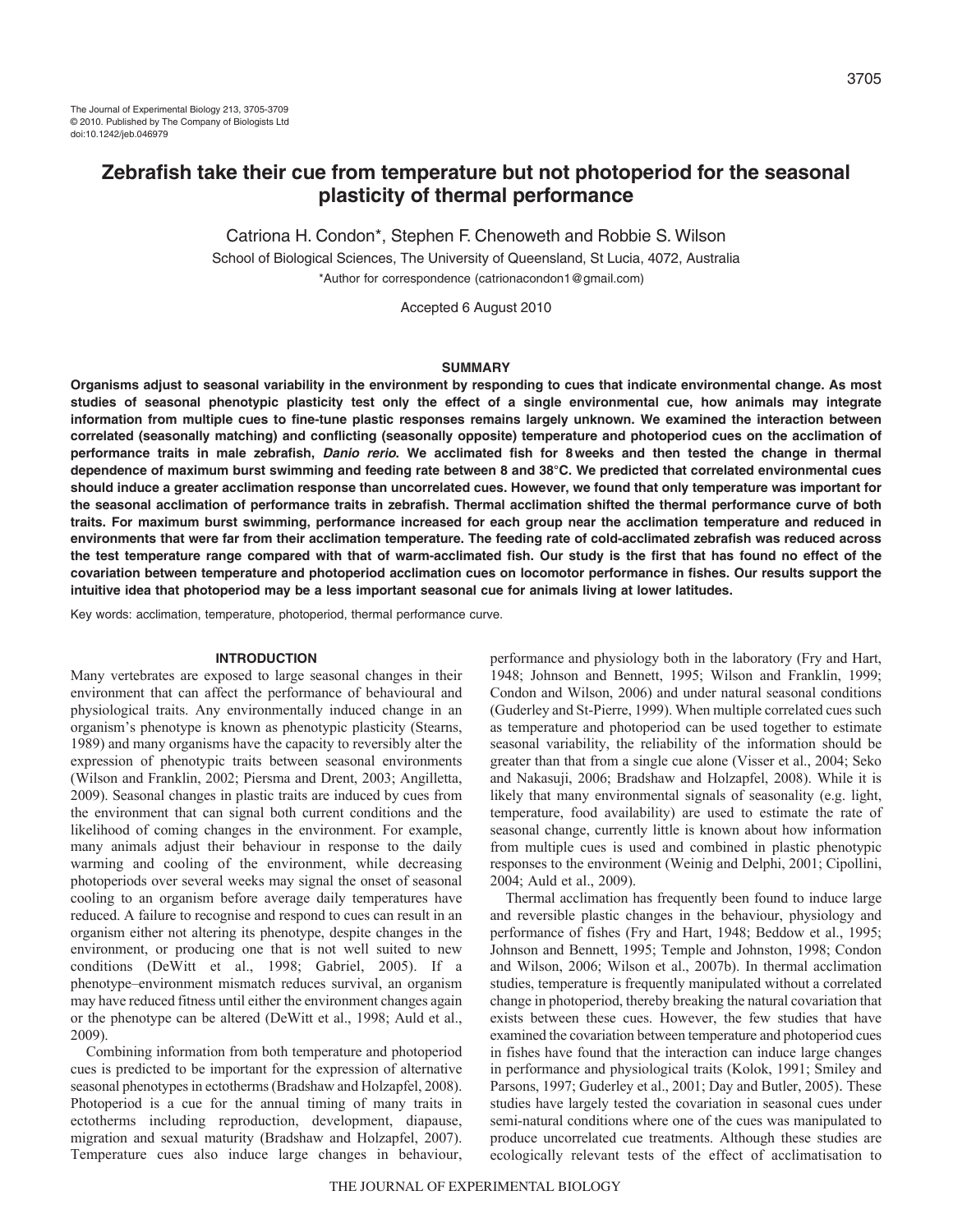# Zebrafish take their cue from temperature but not photoperiod for the seasonal plasticity of thermal performance

Catriona H. Condon*, Stephen F. Chenoweth and Robbie S. Wilson

School of Biological Sciences, The University of Queensland, St Lucia, 4072, Australia

*Author for correspondence (catrionacondon1@gmail.com)

Accepted 6 August 2010

## SUMMARY

**Organisms adjust to seasonal variability in the environment by responding to cues that indicate environmental change. As most studies of seasonal phenotypic plasticity test only the effect of a single environmental cue, how animals may integrate information from multiple cues to fine-tune plastic responses remains largely unknown. We examined the interaction between correlated (seasonally matching) and conflicting (seasonally opposite) temperature and photoperiod cues on the acclimation of performance traits in male zebrafish, *Danio rerio*. We acclimated fish for 8 weeks and then tested the change in thermal dependence of maximum burst swimming and feeding rate between 8 and 38°C. We predicted that correlated environmental cues should induce a greater acclimation response than uncorrelated cues. However, we found that only temperature was important for the seasonal acclimation of performance traits in zebrafish. Thermal acclimation shifted the thermal performance curve of both traits. For maximum burst swimming, performance increased for each group near the acclimation temperature and reduced in environments that were far from their acclimation temperature. The feeding rate of cold-acclimated zebrafish was reduced across the test temperature range compared with that of warm-acclimated fish. Our study is the first that has found no effect of the covariation between temperature and photoperiod acclimation cues on locomotor performance in fishes. Our results support the intuitive idea that photoperiod may be a less important seasonal cue for animals living at lower latitudes.**

Key words: acclimation, temperature, photoperiod, thermal performance curve.

## INTRODUCTION

Many vertebrates are exposed to large seasonal changes in their environment that can affect the performance of behavioural and physiological traits. Any environmentally induced change in an organism's phenotype is known as phenotypic plasticity (Stearns, 1989) and many organisms have the capacity to reversibly alter the expression of phenotypic traits between seasonal environments (Wilson and Franklin, 2002; Piersma and Drent, 2003; Angilletta, 2009). Seasonal changes in plastic traits are induced by cues from the environment that can signal both current conditions and the likelihood of coming changes in the environment. For example, many animals adjust their behaviour in response to the daily warming and cooling of the environment, while decreasing photoperiods over several weeks may signal the onset of seasonal cooling to an organism before average daily temperatures have reduced. A failure to recognise and respond to cues can result in an organism either not altering its phenotype, despite changes in the environment, or producing one that is not well suited to new conditions (DeWitt et al., 1998; Gabriel, 2005). If a phenotype–environment mismatch reduces survival, an organism may have reduced fitness until either the environment changes again or the phenotype can be altered (DeWitt et al., 1998; Auld et al., 2009).

Combining information from both temperature and photoperiod cues is predicted to be important for the expression of alternative seasonal phenotypes in ectotherms (Bradshaw and Holzapfel, 2008). Photoperiod is a cue for the annual timing of many traits in ectotherms including reproduction, development, diapause, migration and sexual maturity (Bradshaw and Holzapfel, 2007). Temperature cues also induce large changes in behaviour, performance and physiology both in the laboratory (Fry and Hart, 1948; Johnson and Bennett, 1995; Wilson and Franklin, 1999; Condon and Wilson, 2006) and under natural seasonal conditions (Guderley and St-Pierre, 1999). When multiple correlated cues such as temperature and photoperiod can be used together to estimate seasonal variability, the reliability of the information should be greater than that from a single cue alone (Visser et al., 2004; Seko and Nakasuji, 2006; Bradshaw and Holzapfel, 2008). While it is likely that many environmental signals of seasonality (e.g. light, temperature, food availability) are used to estimate the rate of seasonal change, currently little is known about how information from multiple cues is used and combined in plastic phenotypic responses to the environment (Weinig and Delphi, 2001; Cipollini, 2004; Auld et al., 2009).

Thermal acclimation has frequently been found to induce large and reversible plastic changes in the behaviour, physiology and performance of fishes (Fry and Hart, 1948; Beddow et al., 1995; Johnson and Bennett, 1995; Temple and Johnston, 1998; Condon and Wilson, 2006; Wilson et al., 2007b). In thermal acclimation studies, temperature is frequently manipulated without a correlated change in photoperiod, thereby breaking the natural covariation that exists between these cues. However, the few studies that have examined the covariation between temperature and photoperiod cues in fishes have found that the interaction can induce large changes in performance and physiological traits (Kolok, 1991; Smiley and Parsons, 1997; Guderley et al., 2001; Day and Butler, 2005). These studies have largely tested the covariation in seasonal cues under semi-natural conditions where one of the cues was manipulated to produce uncorrelated cue treatments. Although these studies are ecologically relevant tests of the effect of acclimatisation to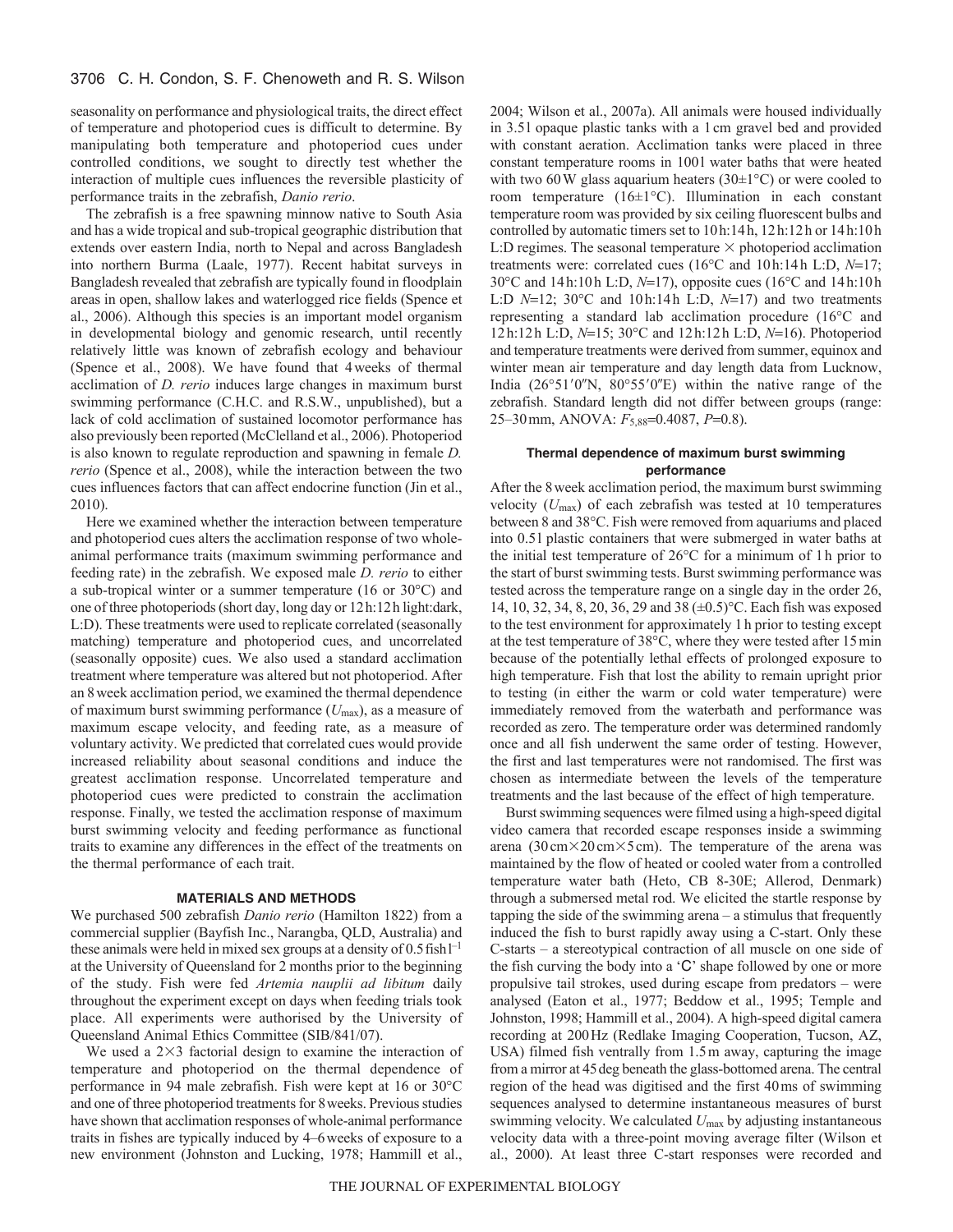seasonality on performance and physiological traits, the direct effect of temperature and photoperiod cues is difficult to determine. By manipulating both temperature and photoperiod cues under controlled conditions, we sought to directly test whether the interaction of multiple cues influences the reversible plasticity of performance traits in the zebrafish, *Danio rerio*.

The zebrafish is a free spawning minnow native to South Asia and has a wide tropical and sub-tropical geographic distribution that extends over eastern India, north to Nepal and across Bangladesh into northern Burma (Laale, 1977). Recent habitat surveys in Bangladesh revealed that zebrafish are typically found in floodplain areas in open, shallow lakes and waterlogged rice fields (Spence et al., 2006). Although this species is an important model organism in developmental biology and genomic research, until recently relatively little was known of zebrafish ecology and behaviour (Spence et al., 2008). We have found that 4 weeks of thermal acclimation of *D. rerio* induces large changes in maximum burst swimming performance (C.H.C. and R.S.W., unpublished), but a lack of cold acclimation of sustained locomotor performance has also previously been reported (McClelland et al., 2006). Photoperiod is also known to regulate reproduction and spawning in female *D. rerio* (Spence et al., 2008), while the interaction between the two cues influences factors that can affect endocrine function (Jin et al., 2010).

Here we examined whether the interaction between temperature and photoperiod cues alters the acclimation response of two whole-animal performance traits (maximum swimming performance and feeding rate) in the zebrafish. We exposed male *D. rerio* to either a sub-tropical winter or a summer temperature (16 or 30°C) and one of three photoperiods (short day, long day or 12 h:12 h light:dark, L:D). These treatments were used to replicate correlated (seasonally matching) temperature and photoperiod cues, and uncorrelated (seasonally opposite) cues. We also used a standard acclimation treatment where temperature was altered but not photoperiod. After an 8 week acclimation period, we examined the thermal dependence of maximum burst swimming performance ($U_{max}$), as a measure of maximum escape velocity, and feeding rate, as a measure of voluntary activity. We predicted that correlated cues would provide increased reliability about seasonal conditions and induce the greatest acclimation response. Uncorrelated temperature and photoperiod cues were predicted to constrain the acclimation response. Finally, we tested the acclimation response of maximum burst swimming velocity and feeding performance as functional traits to examine any differences in the effect of the treatments on the thermal performance of each trait.

## MATERIALS AND METHODS

We purchased 500 zebrafish *Danio rerio* (Hamilton 1822) from a commercial supplier (Bayfish Inc., Narangba, QLD, Australia) and these animals were held in mixed sex groups at a density of 0.5 fish $l^{-1}$ at the University of Queensland for 2 months prior to the beginning of the study. Fish were fed *Artemia nauplii ad libitum* daily throughout the experiment except on days when feeding trials took place. All experiments were authorised by the University of Queensland Animal Ethics Committee (SIB/841/07).

We used a 2×3 factorial design to examine the interaction of temperature and photoperiod on the thermal dependence of performance in 94 male zebrafish. Fish were kept at 16 or 30°C and one of three photoperiod treatments for 8 weeks. Previous studies have shown that acclimation responses of whole-animal performance traits in fishes are typically induced by 4–6 weeks of exposure to a new environment (Johnston and Lucking, 1978; Hammill et al., 2004; Wilson et al., 2007a). All animals were housed individually in 3.5 l opaque plastic tanks with a 1 cm gravel bed and provided with constant aeration. Acclimation tanks were placed in three constant temperature rooms in 100 l water baths that were heated with two 60 W glass aquarium heaters (30±1°C) or were cooled to room temperature (16±1°C). Illumination in each constant temperature room was provided by six ceiling fluorescent bulbs and controlled by automatic timers set to 10 h:14 h, 12 h:12 h or 14 h:10 h L:D regimes. The seasonal temperature × photoperiod acclimation treatments were: correlated cues (16°C and 10 h:14 h L:D, $N$=17; 30°C and 14 h:10 h L:D, $N$=17), opposite cues (16°C and 14 h:10 h L:D $N$=12; 30°C and 10 h:14 h L:D, $N$=17) and two treatments representing a standard lab acclimation procedure (16°C and 12 h:12 h L:D, $N$=15; 30°C and 12 h:12 h L:D, $N$=16). Photoperiod and temperature treatments were derived from summer, equinox and winter mean air temperature and day length data from Lucknow, India (26°51′0″N, 80°55′0″E) within the native range of the zebrafish. Standard length did not differ between groups (range: 25–30 mm, ANOVA: $F_{5,88}$=0.4087, $P$=0.8).

### Thermal dependence of maximum burst swimming performance

After the 8 week acclimation period, the maximum burst swimming velocity ($U_{max}$) of each zebrafish was tested at 10 temperatures between 8 and 38°C. Fish were removed from aquariums and placed into 0.5 l plastic containers that were submerged in water baths at the initial test temperature of 26°C for a minimum of 1 h prior to the start of burst swimming tests. Burst swimming performance was tested across the temperature range on a single day in the order 26, 14, 10, 32, 34, 8, 20, 36, 29 and 38 (±0.5)°C. Each fish was exposed to the test environment for approximately 1 h prior to testing except at the test temperature of 38°C, where they were tested after 15 min because of the potentially lethal effects of prolonged exposure to high temperature. Fish that lost the ability to remain upright prior to testing (in either the warm or cold water temperature) were immediately removed from the waterbath and performance was recorded as zero. The temperature order was determined randomly once and all fish underwent the same order of testing. However, the first and last temperatures were not randomised. The first was chosen as intermediate between the levels of the temperature treatments and the last because of the effect of high temperature.

Burst swimming sequences were filmed using a high-speed digital video camera that recorded escape responses inside a swimming arena (30 cm×20 cm×5 cm). The temperature of the arena was maintained by the flow of heated or cooled water from a controlled temperature water bath (Heto, CB 8-30E; Allerod, Denmark) through a submersed metal rod. We elicited the startle response by tapping the side of the swimming arena – a stimulus that frequently induced the fish to burst rapidly away using a C-start. Only these C-starts – a stereotypical contraction of all muscle on one side of the fish curving the body into a 'C' shape followed by one or more propulsive tail strokes, used during escape from predators – were analysed (Eaton et al., 1977; Beddow et al., 1995; Temple and Johnston, 1998; Hammill et al., 2004). A high-speed digital camera recording at 200 Hz (Redlake Imaging Cooperation, Tucson, AZ, USA) filmed fish ventrally from 1.5 m away, capturing the image from a mirror at 45 deg beneath the glass-bottomed arena. The central region of the head was digitised and the first 40 ms of swimming sequences analysed to determine instantaneous measures of burst swimming velocity. We calculated $U_{max}$ by adjusting instantaneous velocity data with a three-point moving average filter (Wilson et al., 2000). At least three C-start responses were recorded and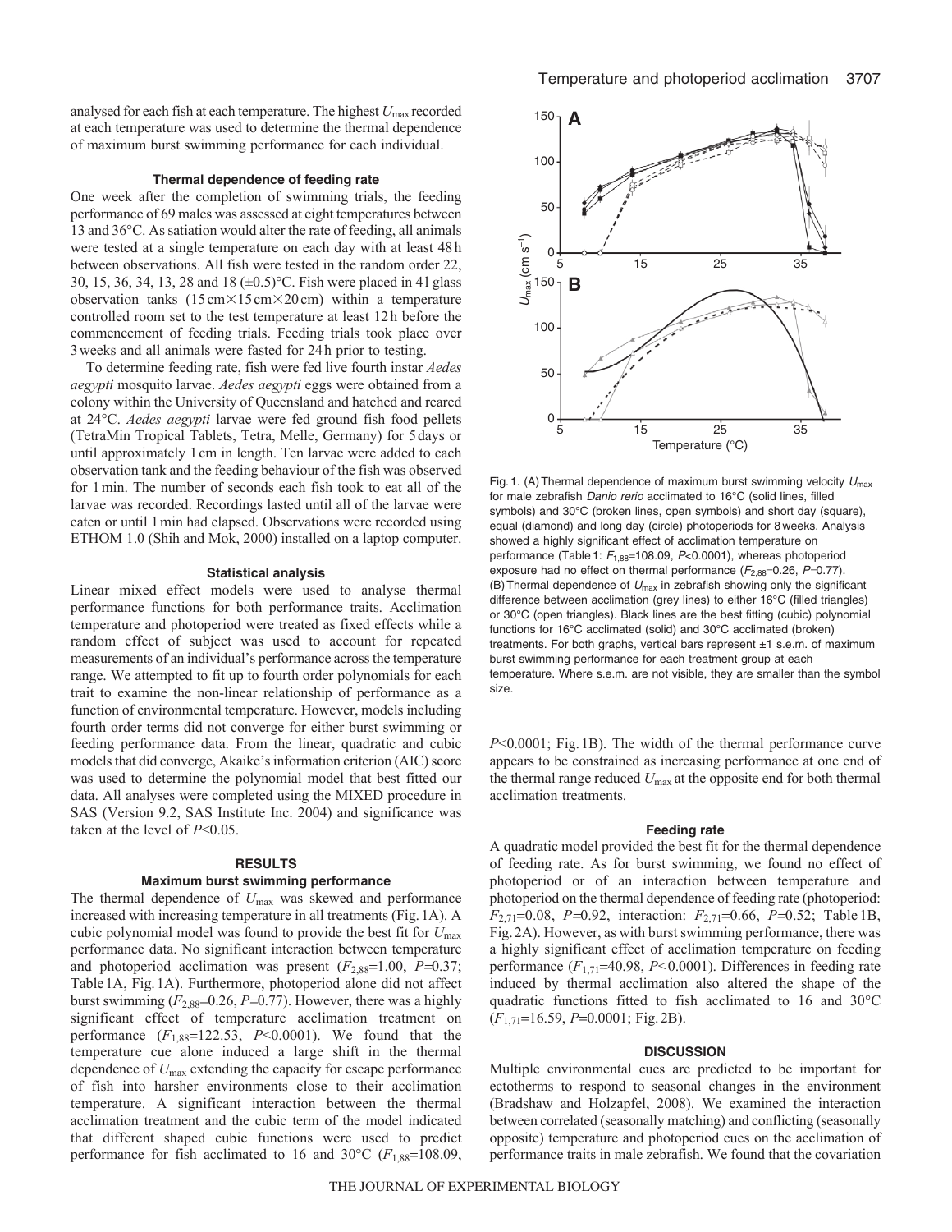analysed for each fish at each temperature. The highest $U_{max}$ recorded at each temperature was used to determine the thermal dependence of maximum burst swimming performance for each individual.

### Thermal dependence of feeding rate

One week after the completion of swimming trials, the feeding performance of 69 males was assessed at eight temperatures between 13 and 36°C. As satiation would alter the rate of feeding, all animals were tested at a single temperature on each day with at least 48 h between observations. All fish were tested in the random order 22, 30, 15, 36, 34, 13, 28 and 18 (±0.5)°C. Fish were placed in 4 l glass observation tanks (15 cm×15 cm×20 cm) within a temperature controlled room set to the test temperature at least 12 h before the commencement of feeding trials. Feeding trials took place over 3 weeks and all animals were fasted for 24 h prior to testing.

To determine feeding rate, fish were fed live fourth instar *Aedes aegypti* mosquito larvae. *Aedes aegypti* eggs were obtained from a colony within the University of Queensland and hatched and reared at 24°C. *Aedes aegypti* larvae were fed ground fish food pellets (TetraMin Tropical Tablets, Tetra, Melle, Germany) for 5 days or until approximately 1 cm in length. Ten larvae were added to each observation tank and the feeding behaviour of the fish was observed for 1 min. The number of seconds each fish took to eat all of the larvae was recorded. Recordings lasted until all of the larvae were eaten or until 1 min had elapsed. Observations were recorded using ETHOM 1.0 (Shih and Mok, 2000) installed on a laptop computer.

### Statistical analysis

Linear mixed effect models were used to analyse thermal performance functions for both performance traits. Acclimation temperature and photoperiod were treated as fixed effects while a random effect of subject was used to account for repeated measurements of an individual's performance across the temperature range. We attempted to fit up to fourth order polynomials for each trait to examine the non-linear relationship of performance as a function of environmental temperature. However, models including fourth order terms did not converge for either burst swimming or feeding performance data. From the linear, quadratic and cubic models that did converge, Akaike's information criterion (AIC) score was used to determine the polynomial model that best fitted our data. All analyses were completed using the MIXED procedure in SAS (Version 9.2, SAS Institute Inc. 2004) and significance was taken at the level of $P<0.05$.

## RESULTS

### Maximum burst swimming performance

The thermal dependence of $U_{max}$ was skewed and performance increased with increasing temperature in all treatments (Fig. 1A). A cubic polynomial model was found to provide the best fit for $U_{max}$ performance data. No significant interaction between temperature and photoperiod acclimation was present ($F_{2,88}$=1.00, $P$=0.37; Table 1A, Fig. 1A). Furthermore, photoperiod alone did not affect burst swimming ($F_{2,88}$=0.26, $P$=0.77). However, there was a highly significant effect of temperature acclimation treatment on performance ($F_{1,88}$=122.53, $P$<0.0001). We found that the temperature cue alone induced a large shift in the thermal dependence of $U_{max}$ extending the capacity for escape performance of fish into harsher environments close to their acclimation temperature. A significant interaction between the thermal acclimation treatment and the cubic term of the model indicated that different shaped cubic functions were used to predict performance for fish acclimated to 16 and 30°C ($F_{1,88}$=108.09, $P$<0.0001; Fig. 1B). The width of the thermal performance curve appears to be constrained as increasing performance at one end of the thermal range reduced $U_{max}$ at the opposite end for both thermal acclimation treatments.

Fig. 1. (A) Thermal dependence of maximum burst swimming velocity $U_{max}$ for male zebrafish *Danio rerio* acclimated to 16°C (solid lines, filled symbols) and 30°C (broken lines, open symbols) and short day (square), equal (diamond) and long day (circle) photoperiods for 8 weeks. Analysis showed a highly significant effect of acclimation temperature on performance (Table 1: $F_{1,88}$=108.09, $P$<0.0001), whereas photoperiod exposure had no effect on thermal performance ($F_{2,88}$=0.26, $P$=0.77). (B) Thermal dependence of $U_{max}$ in zebrafish showing only the significant difference between acclimation (grey lines) to either 16°C (filled triangles) or 30°C (open triangles). Black lines are the best fitting (cubic) polynomial functions for 16°C acclimated (solid) and 30°C acclimated (broken) treatments. For both graphs, vertical bars represent ±1 s.e.m. of maximum burst swimming performance for each treatment group at each temperature. Where s.e.m. are not visible, they are smaller than the symbol size.

### Feeding rate

A quadratic model provided the best fit for the thermal dependence of feeding rate. As for burst swimming, we found no effect of photoperiod or of an interaction between temperature and photoperiod on the thermal dependence of feeding rate (photoperiod: $F_{2,71}$=0.08, $P$=0.92, interaction: $F_{2,71}$=0.66, $P$=0.52; Table 1B, Fig. 2A). However, as with burst swimming performance, there was a highly significant effect of acclimation temperature on feeding performance ($F_{1,71}$=40.98, $P$<0.0001). Differences in feeding rate induced by thermal acclimation also altered the shape of the quadratic functions fitted to fish acclimated to 16 and 30°C ($F_{1,71}$=16.59, $P$=0.0001; Fig. 2B).

## DISCUSSION

Multiple environmental cues are predicted to be important for ectotherms to respond to seasonal changes in the environment (Bradshaw and Holzapfel, 2008). We examined the interaction between correlated (seasonally matching) and conflicting (seasonally opposite) temperature and photoperiod cues on the acclimation of performance traits in male zebrafish. We found that the covariation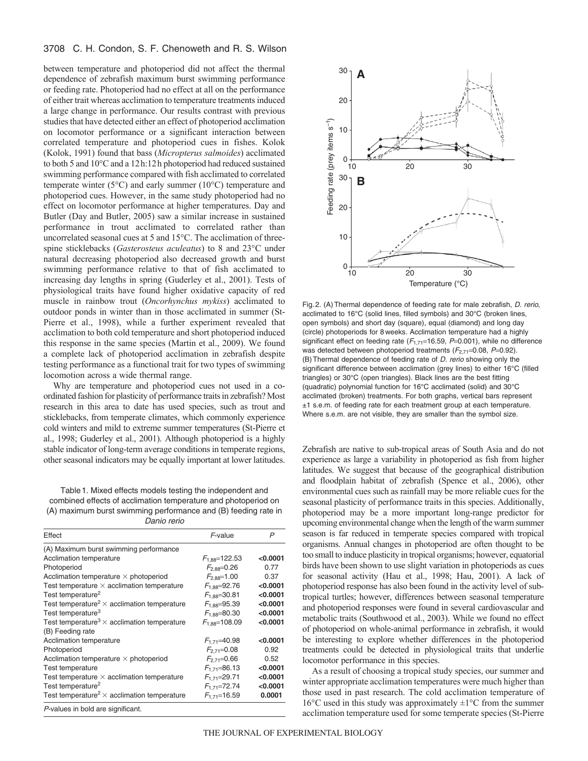between temperature and photoperiod did not affect the thermal dependence of zebrafish maximum burst swimming performance or feeding rate. Photoperiod had no effect at all on the performance of either trait whereas acclimation to temperature treatments induced a large change in performance. Our results contrast with previous studies that have detected either an effect of photoperiod acclimation on locomotor performance or a significant interaction between correlated temperature and photoperiod cues in fishes. Kolok (Kolok, 1991) found that bass (*Micropterus salmoides*) acclimated to both 5 and 10°C and a 12h:12h photoperiod had reduced sustained swimming performance compared with fish acclimated to correlated temperate winter (5°C) and early summer (10°C) temperature and photoperiod cues. However, in the same study photoperiod had no effect on locomotor performance at higher temperatures. Day and Butler (Day and Butler, 2005) saw a similar increase in sustained performance in trout acclimated to correlated rather than uncorrelated seasonal cues at 5 and 15°C. The acclimation of three-spine sticklebacks (*Gasterosteus aculeatus*) to 8 and 23°C under natural decreasing photoperiod also decreased growth and burst swimming performance relative to that of fish acclimated to increasing day lengths in spring (Guderley et al., 2001). Tests of physiological traits have found higher oxidative capacity of red muscle in rainbow trout (*Oncorhynchus mykiss*) acclimated to outdoor ponds in winter than in those acclimated in summer (St-Pierre et al., 1998), while a further experiment revealed that acclimation to both cold temperature and short photoperiod induced this response in the same species (Martin et al., 2009). We found a complete lack of photoperiod acclimation in zebrafish despite testing performance as a functional trait for two types of swimming locomotion across a wide thermal range.

Why are temperature and photoperiod cues not used in a co-ordinated fashion for plasticity of performance traits in zebrafish? Most research in this area to date has used species, such as trout and sticklebacks, from temperate climates, which commonly experience cold winters and mild to extreme summer temperatures (St-Pierre et al., 1998; Guderley et al., 2001). Although photoperiod is a highly stable indicator of long-term average conditions in temperate regions, other seasonal indicators may be equally important at lower latitudes.

Table 1. Mixed effects models testing the independent and combined effects of acclimation temperature and photoperiod on (A) maximum burst swimming performance and (B) feeding rate in *Danio rerio*

| Effect | F-value | P |
|---|---|---|
| (A) Maximum burst swimming performance | | |
| Acclimation temperature | $F_{1,88}$=122.53 | **<0.0001** |
| Photoperiod | $F_{2,88}$=0.26 | 0.77 |
| Acclimation temperature × photoperiod | $F_{2,88}$=1.00 | 0.37 |
| Test temperature × acclimation temperature | $F_{1,88}$=92.76 | **<0.0001** |
| Test temperature$^2$ | $F_{1,88}$=30.81 | **<0.0001** |
| Test temperature$^2$ × acclimation temperature | $F_{1,88}$=95.39 | **<0.0001** |
| Test temperature$^3$ | $F_{1,88}$=80.30 | **<0.0001** |
| Test temperature$^3$ × acclimation temperature | $F_{1,88}$=108.09 | **<0.0001** |
| (B) Feeding rate | | |
| Acclimation temperature | $F_{1,71}$=40.98 | **<0.0001** |
| Photoperiod | $F_{2,71}$=0.08 | 0.92 |
| Acclimation temperature × photoperiod | $F_{2,71}$=0.66 | 0.52 |
| Test temperature | $F_{1,71}$=86.13 | **<0.0001** |
| Test temperature × acclimation temperature | $F_{1,71}$=29.71 | **<0.0001** |
| Test temperature$^2$ | $F_{1,71}$=72.74 | **<0.0001** |
| Test temperature$^2$ × acclimation temperature | $F_{1,71}$=16.59 | **0.0001** |

*P*-values in bold are significant.

Fig. 2. (A) Thermal dependence of feeding rate for male zebrafish, *D. rerio*, acclimated to 16°C (solid lines, filled symbols) and 30°C (broken lines, open symbols) and short day (square), equal (diamond) and long day (circle) photoperiods for 8 weeks. Acclimation temperature had a highly significant effect on feeding rate ($F_{1,71}$=16.59, $P$=0.001), while no difference was detected between photoperiod treatments ($F_{2,71}$=0.08, $P$=0.92). (B) Thermal dependence of feeding rate of *D. rerio* showing only the significant difference between acclimation (grey lines) to either 16°C (filled triangles) or 30°C (open triangles). Black lines are the best fitting (quadratic) polynomial function for 16°C acclimated (solid) and 30°C acclimated (broken) treatments. For both graphs, vertical bars represent ±1 s.e.m. of feeding rate for each treatment group at each temperature. Where s.e.m. are not visible, they are smaller than the symbol size.

Zebrafish are native to sub-tropical areas of South Asia and do not experience as large a variability in photoperiod as fish from higher latitudes. We suggest that because of the geographical distribution and floodplain habitat of zebrafish (Spence et al., 2006), other environmental cues such as rainfall may be more reliable cues for the seasonal plasticity of performance traits in this species. Additionally, photoperiod may be a more important long-range predictor for upcoming environmental change when the length of the warm summer season is far reduced in temperate species compared with tropical organisms. Annual changes in photoperiod are often thought to be too small to induce plasticity in tropical organisms; however, equatorial birds have been shown to use slight variation in photoperiods as cues for seasonal activity (Hau et al., 1998; Hau, 2001). A lack of photoperiod response has also been found in the activity level of sub-tropical turtles; however, differences between seasonal temperature and photoperiod responses were found in several cardiovascular and metabolic traits (Southwood et al., 2003). While we found no effect of photoperiod on whole-animal performance in zebrafish, it would be interesting to explore whether differences in the photoperiod treatments could be detected in physiological traits that underlie locomotor performance in this species.

As a result of choosing a tropical study species, our summer and winter appropriate acclimation temperatures were much higher than those used in past research. The cold acclimation temperature of 16°C used in this study was approximately ±1°C from the summer acclimation temperature used for some temperate species (St-Pierre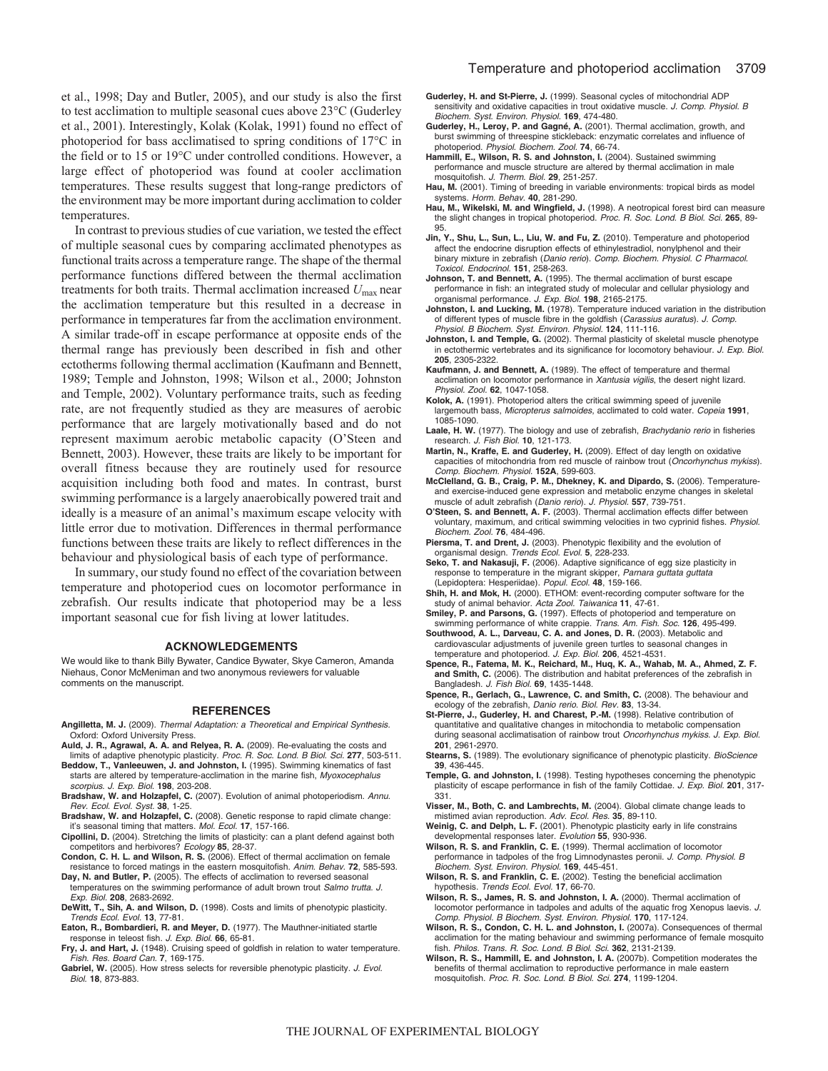et al., 1998; Day and Butler, 2005), and our study is also the first to test acclimation to multiple seasonal cues above 23°C (Guderley et al., 2001). Interestingly, Kolak (Kolak, 1991) found no effect of photoperiod for bass acclimatised to spring conditions of 17°C in the field or to 15 or 19°C under controlled conditions. However, a large effect of photoperiod was found at cooler acclimation temperatures. These results suggest that long-range predictors of the environment may be more important during acclimation to colder temperatures.

In contrast to previous studies of cue variation, we tested the effect of multiple seasonal cues by comparing acclimated phenotypes as functional traits across a temperature range. The shape of the thermal performance functions differed between the thermal acclimation treatments for both traits. Thermal acclimation increased $U_{max}$ near the acclimation temperature but this resulted in a decrease in performance in temperatures far from the acclimation environment. A similar trade-off in escape performance at opposite ends of the thermal range has previously been described in fish and other ectotherms following thermal acclimation (Kaufmann and Bennett, 1989; Temple and Johnston, 1998; Wilson et al., 2000; Johnston and Temple, 2002). Voluntary performance traits, such as feeding rate, are not frequently studied as they are measures of aerobic performance that are largely motivationally based and do not represent maximum aerobic metabolic capacity (O'Steen and Bennett, 2003). However, these traits are likely to be important for overall fitness because they are routinely used for resource acquisition including both food and mates. In contrast, burst swimming performance is a largely anaerobically powered trait and ideally is a measure of an animal's maximum escape velocity with little error due to motivation. Differences in thermal performance functions between these traits are likely to reflect differences in the behaviour and physiological basis of each type of performance.

In summary, our study found no effect of the covariation between temperature and photoperiod cues on locomotor performance in zebrafish. Our results indicate that photoperiod may be a less important seasonal cue for fish living at lower latitudes.

## ACKNOWLEDGEMENTS

We would like to thank Billy Bywater, Candice Bywater, Skye Cameron, Amanda Niehaus, Conor McMeniman and two anonymous reviewers for valuable comments on the manuscript.

## REFERENCES

**Angilletta, M. J.** (2009). *Thermal Adaptation: a Theoretical and Empirical Synthesis*. Oxford: Oxford University Press.

**Auld, J. R., Agrawal, A. A. and Relyea, R. A.** (2009). Re-evaluating the costs and limits of adaptive phenotypic plasticity. *Proc. R. Soc. Lond. B Biol. Sci.* **277**, 503-511.

**Beddow, T., Vanleeuwen, J. and Johnston, I.** (1995). Swimming kinematics of fast starts are altered by temperature-acclimation in the marine fish, *Myoxocephalus scorpius*. *J. Exp. Biol.* **198**, 203-208.

**Bradshaw, W. and Holzapfel, C.** (2007). Evolution of animal photoperiodism. *Annu. Rev. Ecol. Evol. Syst.* **38**, 1-25.

**Bradshaw, W. and Holzapfel, C.** (2008). Genetic response to rapid climate change: it's seasonal timing that matters. *Mol. Ecol.* **17**, 157-166.

**Cipollini, D.** (2004). Stretching the limits of plasticity: can a plant defend against both competitors and herbivores? *Ecology* **85**, 28-37.

**Condon, C. H. L. and Wilson, R. S.** (2006). Effect of thermal acclimation on female resistance to forced matings in the eastern mosquitofish. *Anim. Behav.* **72**, 585-593.

**Day, N. and Butler, P.** (2005). The effects of acclimation to reversed seasonal temperatures on the swimming performance of adult brown trout *Salmo trutta*. *J. Exp. Biol.* **208**, 2683-2692.

**DeWitt, T., Sih, A. and Wilson, D.** (1998). Costs and limits of phenotypic plasticity. *Trends Ecol. Evol.* **13**, 77-81.

**Eaton, R., Bombardieri, R. A. and Meyer, D.** (1977). The Mauthner-initiated startle response in teleost fish. *J. Exp. Biol.* **66**, 65-81.

**Fry, J. and Hart, J.** (1948). Cruising speed of goldfish in relation to water temperature. *Fish. Res. Board Can.* **7**, 169-175.

**Gabriel, W.** (2005). How stress selects for reversible phenotypic plasticity. *J. Evol. Biol.* **18**, 873-883.

**Guderley, H. and St-Pierre, J.** (1999). Seasonal cycles of mitochondrial ADP sensitivity and oxidative capacities in trout oxidative muscle. *J. Comp. Physiol. B Biochem. Syst. Environ. Physiol.* **169**, 474-480.

**Guderley, H., Leroy, P. and Gagné, A.** (2001). Thermal acclimation, growth, and burst swimming of threespine stickleback: enzymatic correlates and influence of photoperiod. *Physiol. Biochem. Zool.* **74**, 66-74.

**Hammill, E., Wilson, R. S. and Johnston, I.** (2004). Sustained swimming performance and muscle structure are altered by thermal acclimation in male mosquitofish. *J. Therm. Biol.* **29**, 251-257.

**Hau, M.** (2001). Timing of breeding in variable environments: tropical birds as model systems. *Horm. Behav.* **40**, 281-290.

**Hau, M., Wikelski, M. and Wingfield, J.** (1998). A neotropical forest bird can measure the slight changes in tropical photoperiod. *Proc. R. Soc. Lond. B Biol. Sci.* **265**, 89-95.

**Jin, Y., Shu, L., Sun, L., Liu, W. and Fu, Z.** (2010). Temperature and photoperiod affect the endocrine disruption effects of ethinylestradiol, nonylphenol and their binary mixture in zebrafish (*Danio rerio*). *Comp. Biochem. Physiol. C Pharmacol. Toxicol. Endocrinol.* **151**, 258-263.

**Johnson, T. and Bennett, A.** (1995). The thermal acclimation of burst escape performance in fish: an integrated study of molecular and cellular physiology and organismal performance. *J. Exp. Biol.* **198**, 2165-2175.

**Johnston, I. and Lucking, M.** (1978). Temperature induced variation in the distribution of different types of muscle fibre in the goldfish (*Carassius auratus*). *J. Comp. Physiol. B Biochem. Syst. Environ. Physiol.* **124**, 111-116.

**Johnston, I. and Temple, G.** (2002). Thermal plasticity of skeletal muscle phenotype in ectothermic vertebrates and its significance for locomotory behaviour. *J. Exp. Biol.* **205**, 2305-2322.

**Kaufmann, J. and Bennett, A.** (1989). The effect of temperature and thermal acclimation on locomotor performance in *Xantusia vigilis*, the desert night lizard. *Physiol. Zool.* **62**, 1047-1058.

**Kolok, A.** (1991). Photoperiod alters the critical swimming speed of juvenile largemouth bass, *Micropterus salmoides*, acclimated to cold water. *Copeia* **1991**, 1085-1090.

**Laale, H. W.** (1977). The biology and use of zebrafish, *Brachydanio rerio* in fisheries research. *J. Fish Biol.* **10**, 121-173.

**Martin, N., Kraffe, E. and Guderley, H.** (2009). Effect of day length on oxidative capacities of mitochondria from red muscle of rainbow trout (*Oncorhynchus mykiss*). *Comp. Biochem. Physiol.* **152A**, 599-603.

**McClelland, G. B., Craig, P. M., Dhekney, K. and Dipardo, S.** (2006). Temperature- and exercise-induced gene expression and metabolic enzyme changes in skeletal muscle of adult zebrafish (*Danio rerio*). *J. Physiol.* **557**, 739-751.

**O'Steen, S. and Bennett, A. F.** (2003). Thermal acclimation effects differ between voluntary, maximum, and critical swimming velocities in two cyprinid fishes. *Physiol. Biochem. Zool.* **76**, 484-496.

**Piersma, T. and Drent, J.** (2003). Phenotypic flexibility and the evolution of organismal design. *Trends Ecol. Evol.* **5**, 228-233.

**Seko, T. and Nakasuji, F.** (2006). Adaptive significance of egg size plasticity in response to temperature in the migrant skipper, *Parnara guttata guttata* (Lepidoptera: Hesperiidae). *Popul. Ecol.* **48**, 159-166.

**Shih, H. and Mok, H.** (2000). ETHOM: event-recording computer software for the study of animal behavior. *Acta Zool. Taiwanica* **11**, 47-61.

**Smiley, P. and Parsons, G.** (1997). Effects of photoperiod and temperature on swimming performance of white crappie. *Trans. Am. Fish. Soc.* **126**, 495-499.

**Southwood, A. L., Darveau, C. A. and Jones, D. R.** (2003). Metabolic and cardiovascular adjustments of juvenile green turtles to seasonal changes in temperature and photoperiod. *J. Exp. Biol.* **206**, 4521-4531.

**Spence, R., Fatema, M. K., Reichard, M., Huq, K. A., Wahab, M. A., Ahmed, Z. F. and Smith, C.** (2006). The distribution and habitat preferences of the zebrafish in Bangladesh. *J. Fish Biol.* **69**, 1435-1448.

**Spence, R., Gerlach, G., Lawrence, C. and Smith, C.** (2008). The behaviour and ecology of the zebrafish, *Danio rerio*. *Biol. Rev.* **83**, 13-34.

**St-Pierre, J., Guderley, H. and Charest, P.-M.** (1998). Relative contribution of quantitative and qualitative changes in mitochondria to metabolic compensation during seasonal acclimatisation of rainbow trout *Oncorhynchus mykiss*. *J. Exp. Biol.* **201**, 2961-2970.

**Stearns, S.** (1989). The evolutionary significance of phenotypic plasticity. *BioScience* **39**, 436-445.

**Temple, G. and Johnston, I.** (1998). Testing hypotheses concerning the phenotypic plasticity of escape performance in fish of the family Cottidae. *J. Exp. Biol.* **201**, 317-331.

**Visser, M., Both, C. and Lambrechts, M.** (2004). Global climate change leads to mistimed avian reproduction. *Adv. Ecol. Res.* **35**, 89-110.

**Weinig, C. and Delph, L. F.** (2001). Phenotypic plasticity early in life constrains developmental responses later. *Evolution* **55**, 930-936.

**Wilson, R. S. and Franklin, C. E.** (1999). Thermal acclimation of locomotor performance in tadpoles of the frog Limnodynastes peronii. *J. Comp. Physiol. B Biochem. Syst. Environ. Physiol.* **169**, 445-451.

**Wilson, R. S. and Franklin, C. E.** (2002). Testing the beneficial acclimation hypothesis. *Trends Ecol. Evol.* **17**, 66-70.

**Wilson, R. S., James, R. S. and Johnston, I. A.** (2000). Thermal acclimation of locomotor performance in tadpoles and adults of the aquatic frog Xenopus laevis. *J. Comp. Physiol. B Biochem. Syst. Environ. Physiol.* **170**, 117-124.

**Wilson, R. S., Condon, C. H. L. and Johnston, I.** (2007a). Consequences of thermal acclimation for the mating behaviour and swimming performance of female mosquito fish. *Philos. Trans. R. Soc. Lond. B Biol. Sci.* **362**, 2131-2139.

**Wilson, R. S., Hammill, E. and Johnston, I. A.** (2007b). Competition moderates the benefits of thermal acclimation to reproductive performance in male eastern mosquitofish. *Proc. R. Soc. Lond. B Biol. Sci.* **274**, 1199-1204.